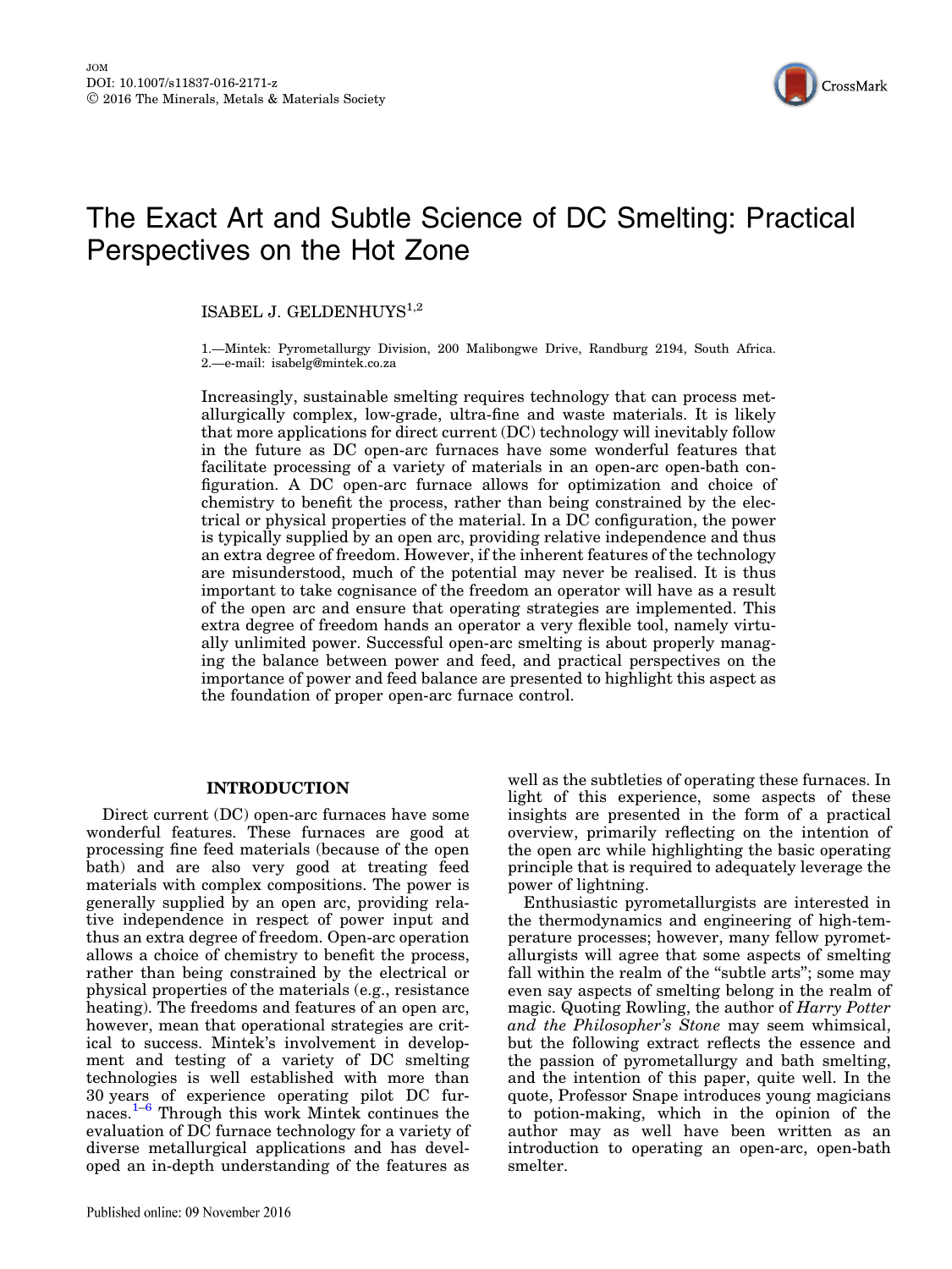JOM
DOI: 10.1007/s11837-016-2171-z
© 2016 The Minerals, Metals & Materials Society

# The Exact Art and Subtle Science of DC Smelting: Practical Perspectives on the Hot Zone

ISABEL J. GELDENHUYS[1,2]

1.—Mintek: Pyrometallurgy Division, 200 Malibongwe Drive, Randburg 2194, South Africa. 2.—e-mail: isabelg@mintek.co.za

Increasingly, sustainable smelting requires technology that can process metallurgically complex, low-grade, ultra-fine and waste materials. It is likely that more applications for direct current (DC) technology will inevitably follow in the future as DC open-arc furnaces have some wonderful features that facilitate processing of a variety of materials in an open-arc open-bath configuration. A DC open-arc furnace allows for optimization and choice of chemistry to benefit the process, rather than being constrained by the electrical or physical properties of the material. In a DC configuration, the power is typically supplied by an open arc, providing relative independence and thus an extra degree of freedom. However, if the inherent features of the technology are misunderstood, much of the potential may never be realised. It is thus important to take cognisance of the freedom an operator will have as a result of the open arc and ensure that operating strategies are implemented. This extra degree of freedom hands an operator a very flexible tool, namely virtually unlimited power. Successful open-arc smelting is about properly managing the balance between power and feed, and practical perspectives on the importance of power and feed balance are presented to highlight this aspect as the foundation of proper open-arc furnace control.

## INTRODUCTION

Direct current (DC) open-arc furnaces have some wonderful features. These furnaces are good at processing fine feed materials (because of the open bath) and are also very good at treating feed materials with complex compositions. The power is generally supplied by an open arc, providing relative independence in respect of power input and thus an extra degree of freedom. Open-arc operation allows a choice of chemistry to benefit the process, rather than being constrained by the electrical or physical properties of the materials (e.g., resistance heating). The freedoms and features of an open arc, however, mean that operational strategies are critical to success. Mintek's involvement in development and testing of a variety of DC smelting technologies is well established with more than 30 years of experience operating pilot DC furnaces.[1–6] Through this work Mintek continues the evaluation of DC furnace technology for a variety of diverse metallurgical applications and has developed an in-depth understanding of the features as well as the subtleties of operating these furnaces. In light of this experience, some aspects of these insights are presented in the form of a practical overview, primarily reflecting on the intention of the open arc while highlighting the basic operating principle that is required to adequately leverage the power of lightning.

Enthusiastic pyrometallurgists are interested in the thermodynamics and engineering of high-temperature processes; however, many fellow pyrometallurgists will agree that some aspects of smelting fall within the realm of the "subtle arts"; some may even say aspects of smelting belong in the realm of magic. Quoting Rowling, the author of *Harry Potter and the Philosopher's Stone* may seem whimsical, but the following extract reflects the essence and the passion of pyrometallurgy and bath smelting, and the intention of this paper, quite well. In the quote, Professor Snape introduces young magicians to potion-making, which in the opinion of the author may as well have been written as an introduction to operating an open-arc, open-bath smelter.

Published online: 09 November 2016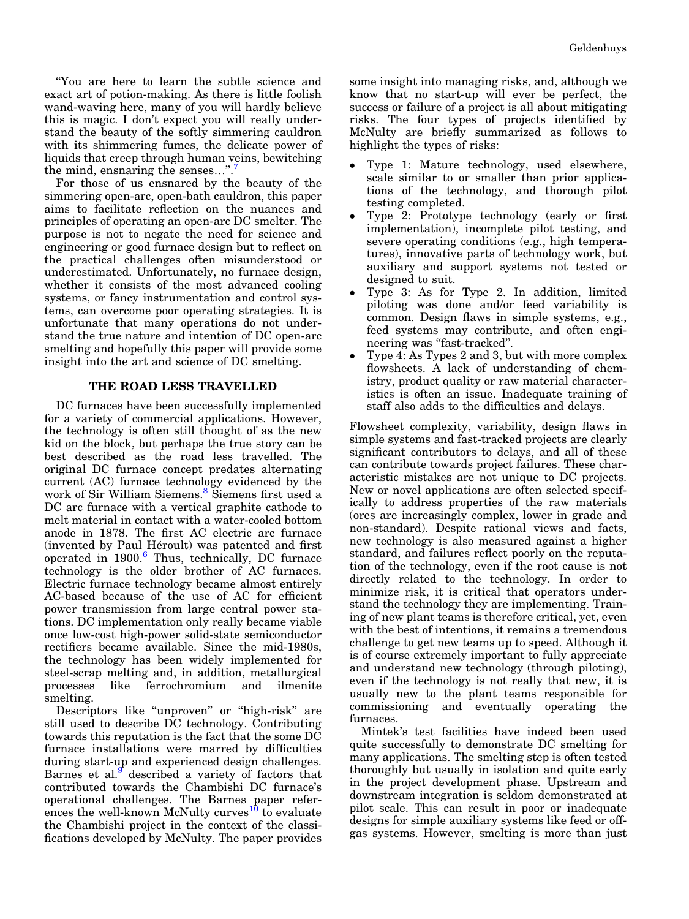"You are here to learn the subtle science and exact art of potion-making. As there is little foolish wand-waving here, many of you will hardly believe this is magic. I don't expect you will really understand the beauty of the softly simmering cauldron with its shimmering fumes, the delicate power of liquids that creep through human veins, bewitching the mind, ensnaring the senses…".[7]

For those of us ensnared by the beauty of the simmering open-arc, open-bath cauldron, this paper aims to facilitate reflection on the nuances and principles of operating an open-arc DC smelter. The purpose is not to negate the need for science and engineering or good furnace design but to reflect on the practical challenges often misunderstood or underestimated. Unfortunately, no furnace design, whether it consists of the most advanced cooling systems, or fancy instrumentation and control systems, can overcome poor operating strategies. It is unfortunate that many operations do not understand the true nature and intention of DC open-arc smelting and hopefully this paper will provide some insight into the art and science of DC smelting.

## THE ROAD LESS TRAVELLED

DC furnaces have been successfully implemented for a variety of commercial applications. However, the technology is often still thought of as the new kid on the block, but perhaps the true story can be best described as the road less travelled. The original DC furnace concept predates alternating current (AC) furnace technology evidenced by the work of Sir William Siemens.[8] Siemens first used a DC arc furnace with a vertical graphite cathode to melt material in contact with a water-cooled bottom anode in 1878. The first AC electric arc furnace (invented by Paul Héroult) was patented and first operated in 1900.[6] Thus, technically, DC furnace technology is the older brother of AC furnaces. Electric furnace technology became almost entirely AC-based because of the use of AC for efficient power transmission from large central power stations. DC implementation only really became viable once low-cost high-power solid-state semiconductor rectifiers became available. Since the mid-1980s, the technology has been widely implemented for steel-scrap melting and, in addition, metallurgical processes like ferrochromium and ilmenite smelting.

Descriptors like "unproven" or "high-risk" are still used to describe DC technology. Contributing towards this reputation is the fact that the some DC furnace installations were marred by difficulties during start-up and experienced design challenges. Barnes et al.[9] described a variety of factors that contributed towards the Chambishi DC furnace's operational challenges. The Barnes paper references the well-known McNulty curves[10] to evaluate the Chambishi project in the context of the classifications developed by McNulty. The paper provides some insight into managing risks, and, although we know that no start-up will ever be perfect, the success or failure of a project is all about mitigating risks. The four types of projects identified by McNulty are briefly summarized as follows to highlight the types of risks:

- Type 1: Mature technology, used elsewhere, scale similar to or smaller than prior applications of the technology, and thorough pilot testing completed.
- Type 2: Prototype technology (early or first implementation), incomplete pilot testing, and severe operating conditions (e.g., high temperatures), innovative parts of technology work, but auxiliary and support systems not tested or designed to suit.
- Type 3: As for Type 2. In addition, limited piloting was done and/or feed variability is common. Design flaws in simple systems, e.g., feed systems may contribute, and often engineering was "fast-tracked".
- Type 4: As Types 2 and 3, but with more complex flowsheets. A lack of understanding of chemistry, product quality or raw material characteristics is often an issue. Inadequate training of staff also adds to the difficulties and delays.

Flowsheet complexity, variability, design flaws in simple systems and fast-tracked projects are clearly significant contributors to delays, and all of these can contribute towards project failures. These characteristic mistakes are not unique to DC projects. New or novel applications are often selected specifically to address properties of the raw materials (ores are increasingly complex, lower in grade and non-standard). Despite rational views and facts, new technology is also measured against a higher standard, and failures reflect poorly on the reputation of the technology, even if the root cause is not directly related to the technology. In order to minimize risk, it is critical that operators understand the technology they are implementing. Training of new plant teams is therefore critical, yet, even with the best of intentions, it remains a tremendous challenge to get new teams up to speed. Although it is of course extremely important to fully appreciate and understand new technology (through piloting), even if the technology is not really that new, it is usually new to the plant teams responsible for commissioning and eventually operating the furnaces.

Mintek's test facilities have indeed been used quite successfully to demonstrate DC smelting for many applications. The smelting step is often tested thoroughly but usually in isolation and quite early in the project development phase. Upstream and downstream integration is seldom demonstrated at pilot scale. This can result in poor or inadequate designs for simple auxiliary systems like feed or off-gas systems. However, smelting is more than just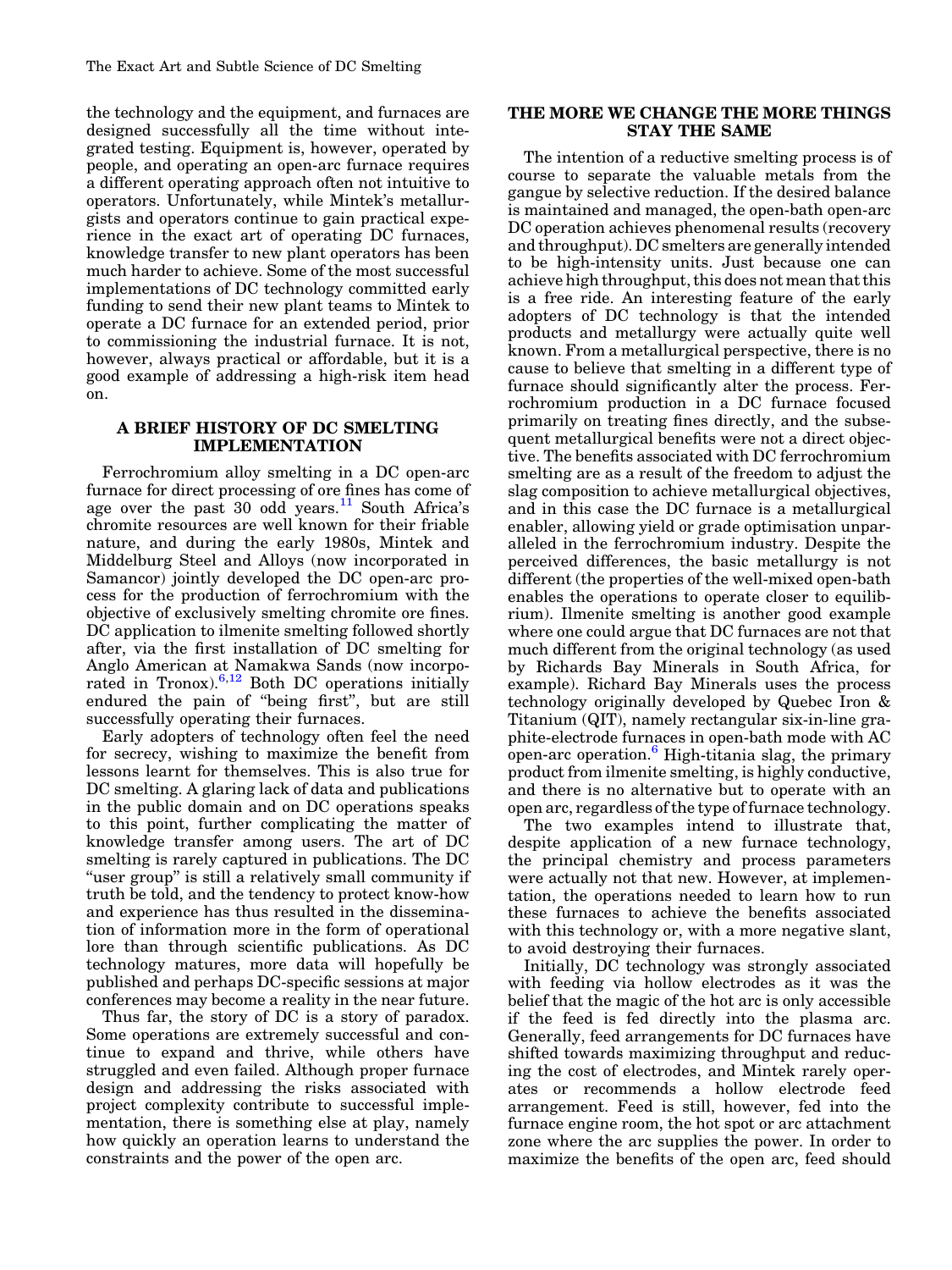the technology and the equipment, and furnaces are designed successfully all the time without integrated testing. Equipment is, however, operated by people, and operating an open-arc furnace requires a different operating approach often not intuitive to operators. Unfortunately, while Mintek's metallurgists and operators continue to gain practical experience in the exact art of operating DC furnaces, knowledge transfer to new plant operators has been much harder to achieve. Some of the most successful implementations of DC technology committed early funding to send their new plant teams to Mintek to operate a DC furnace for an extended period, prior to commissioning the industrial furnace. It is not, however, always practical or affordable, but it is a good example of addressing a high-risk item head on.

## A BRIEF HISTORY OF DC SMELTING IMPLEMENTATION

Ferrochromium alloy smelting in a DC open-arc furnace for direct processing of ore fines has come of age over the past 30 odd years.[11] South Africa's chromite resources are well known for their friable nature, and during the early 1980s, Mintek and Middelburg Steel and Alloys (now incorporated in Samancor) jointly developed the DC open-arc process for the production of ferrochromium with the objective of exclusively smelting chromite ore fines. DC application to ilmenite smelting followed shortly after, via the first installation of DC smelting for Anglo American at Namakwa Sands (now incorporated in Tronox).[6,12] Both DC operations initially endured the pain of "being first", but are still successfully operating their furnaces.

Early adopters of technology often feel the need for secrecy, wishing to maximize the benefit from lessons learnt for themselves. This is also true for DC smelting. A glaring lack of data and publications in the public domain and on DC operations speaks to this point, further complicating the matter of knowledge transfer among users. The art of DC smelting is rarely captured in publications. The DC "user group" is still a relatively small community if truth be told, and the tendency to protect know-how and experience has thus resulted in the dissemination of information more in the form of operational lore than through scientific publications. As DC technology matures, more data will hopefully be published and perhaps DC-specific sessions at major conferences may become a reality in the near future.

Thus far, the story of DC is a story of paradox. Some operations are extremely successful and continue to expand and thrive, while others have struggled and even failed. Although proper furnace design and addressing the risks associated with project complexity contribute to successful implementation, there is something else at play, namely how quickly an operation learns to understand the constraints and the power of the open arc.

## THE MORE WE CHANGE THE MORE THINGS STAY THE SAME

The intention of a reductive smelting process is of course to separate the valuable metals from the gangue by selective reduction. If the desired balance is maintained and managed, the open-bath open-arc DC operation achieves phenomenal results (recovery and throughput). DC smelters are generally intended to be high-intensity units. Just because one can achieve high throughput, this does not mean that this is a free ride. An interesting feature of the early adopters of DC technology is that the intended products and metallurgy were actually quite well known. From a metallurgical perspective, there is no cause to believe that smelting in a different type of furnace should significantly alter the process. Ferrochromium production in a DC furnace focused primarily on treating fines directly, and the subsequent metallurgical benefits were not a direct objective. The benefits associated with DC ferrochromium smelting are as a result of the freedom to adjust the slag composition to achieve metallurgical objectives, and in this case the DC furnace is a metallurgical enabler, allowing yield or grade optimisation unparalleled in the ferrochromium industry. Despite the perceived differences, the basic metallurgy is not different (the properties of the well-mixed open-bath enables the operations to operate closer to equilibrium). Ilmenite smelting is another good example where one could argue that DC furnaces are not that much different from the original technology (as used by Richards Bay Minerals in South Africa, for example). Richard Bay Minerals uses the process technology originally developed by Quebec Iron & Titanium (QIT), namely rectangular six-in-line graphite-electrode furnaces in open-bath mode with AC open-arc operation.[6] High-titania slag, the primary product from ilmenite smelting, is highly conductive, and there is no alternative but to operate with an open arc, regardless of the type of furnace technology.

The two examples intend to illustrate that, despite application of a new furnace technology, the principal chemistry and process parameters were actually not that new. However, at implementation, the operations needed to learn how to run these furnaces to achieve the benefits associated with this technology or, with a more negative slant, to avoid destroying their furnaces.

Initially, DC technology was strongly associated with feeding via hollow electrodes as it was the belief that the magic of the hot arc is only accessible if the feed is fed directly into the plasma arc. Generally, feed arrangements for DC furnaces have shifted towards maximizing throughput and reducing the cost of electrodes, and Mintek rarely operates or recommends a hollow electrode feed arrangement. Feed is still, however, fed into the furnace engine room, the hot spot or arc attachment zone where the arc supplies the power. In order to maximize the benefits of the open arc, feed should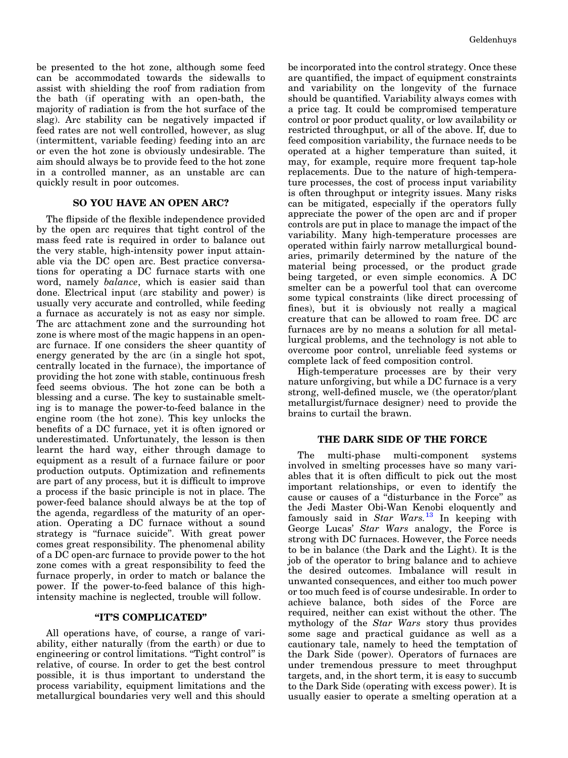be presented to the hot zone, although some feed can be accommodated towards the sidewalls to assist with shielding the roof from radiation from the bath (if operating with an open-bath, the majority of radiation is from the hot surface of the slag). Arc stability can be negatively impacted if feed rates are not well controlled, however, as slug (intermittent, variable feeding) feeding into an arc or even the hot zone is obviously undesirable. The aim should always be to provide feed to the hot zone in a controlled manner, as an unstable arc can quickly result in poor outcomes.

## SO YOU HAVE AN OPEN ARC?

The flipside of the flexible independence provided by the open arc requires that tight control of the mass feed rate is required in order to balance out the very stable, high-intensity power input attainable via the DC open arc. Best practice conversations for operating a DC furnace starts with one word, namely *balance*, which is easier said than done. Electrical input (arc stability and power) is usually very accurate and controlled, while feeding a furnace as accurately is not as easy nor simple. The arc attachment zone and the surrounding hot zone is where most of the magic happens in an open-arc furnace. If one considers the sheer quantity of energy generated by the arc (in a single hot spot, centrally located in the furnace), the importance of providing the hot zone with stable, continuous fresh feed seems obvious. The hot zone can be both a blessing and a curse. The key to sustainable smelting is to manage the power-to-feed balance in the engine room (the hot zone). This key unlocks the benefits of a DC furnace, yet it is often ignored or underestimated. Unfortunately, the lesson is then learnt the hard way, either through damage to equipment as a result of a furnace failure or poor production outputs. Optimization and refinements are part of any process, but it is difficult to improve a process if the basic principle is not in place. The power-feed balance should always be at the top of the agenda, regardless of the maturity of an operation. Operating a DC furnace without a sound strategy is "furnace suicide". With great power comes great responsibility. The phenomenal ability of a DC open-arc furnace to provide power to the hot zone comes with a great responsibility to feed the furnace properly, in order to match or balance the power. If the power-to-feed balance of this high-intensity machine is neglected, trouble will follow.

## "IT'S COMPLICATED"

All operations have, of course, a range of variability, either naturally (from the earth) or due to engineering or control limitations. "Tight control" is relative, of course. In order to get the best control possible, it is thus important to understand the process variability, equipment limitations and the metallurgical boundaries very well and this should be incorporated into the control strategy. Once these are quantified, the impact of equipment constraints and variability on the longevity of the furnace should be quantified. Variability always comes with a price tag. It could be compromised temperature control or poor product quality, or low availability or restricted throughput, or all of the above. If, due to feed composition variability, the furnace needs to be operated at a higher temperature than suited, it may, for example, require more frequent tap-hole replacements. Due to the nature of high-temperature processes, the cost of process input variability is often throughput or integrity issues. Many risks can be mitigated, especially if the operators fully appreciate the power of the open arc and if proper controls are put in place to manage the impact of the variability. Many high-temperature processes are operated within fairly narrow metallurgical boundaries, primarily determined by the nature of the material being processed, or the product grade being targeted, or even simple economics. A DC smelter can be a powerful tool that can overcome some typical constraints (like direct processing of fines), but it is obviously not really a magical creature that can be allowed to roam free. DC arc furnaces are by no means a solution for all metallurgical problems, and the technology is not able to overcome poor control, unreliable feed systems or complete lack of feed composition control.

High-temperature processes are by their very nature unforgiving, but while a DC furnace is a very strong, well-defined muscle, we (the operator/plant metallurgist/furnace designer) need to provide the brains to curtail the brawn.

## THE DARK SIDE OF THE FORCE

The multi-phase multi-component systems involved in smelting processes have so many variables that it is often difficult to pick out the most important relationships, or even to identify the cause or causes of a "disturbance in the Force" as the Jedi Master Obi-Wan Kenobi eloquently and famously said in *Star Wars*.[13] In keeping with George Lucas' *Star Wars* analogy, the Force is strong with DC furnaces. However, the Force needs to be in balance (the Dark and the Light). It is the job of the operator to bring balance and to achieve the desired outcomes. Imbalance will result in unwanted consequences, and either too much power or too much feed is of course undesirable. In order to achieve balance, both sides of the Force are required, neither can exist without the other. The mythology of the *Star Wars* story thus provides some sage and practical guidance as well as a cautionary tale, namely to heed the temptation of the Dark Side (power). Operators of furnaces are under tremendous pressure to meet throughput targets, and, in the short term, it is easy to succumb to the Dark Side (operating with excess power). It is usually easier to operate a smelting operation at a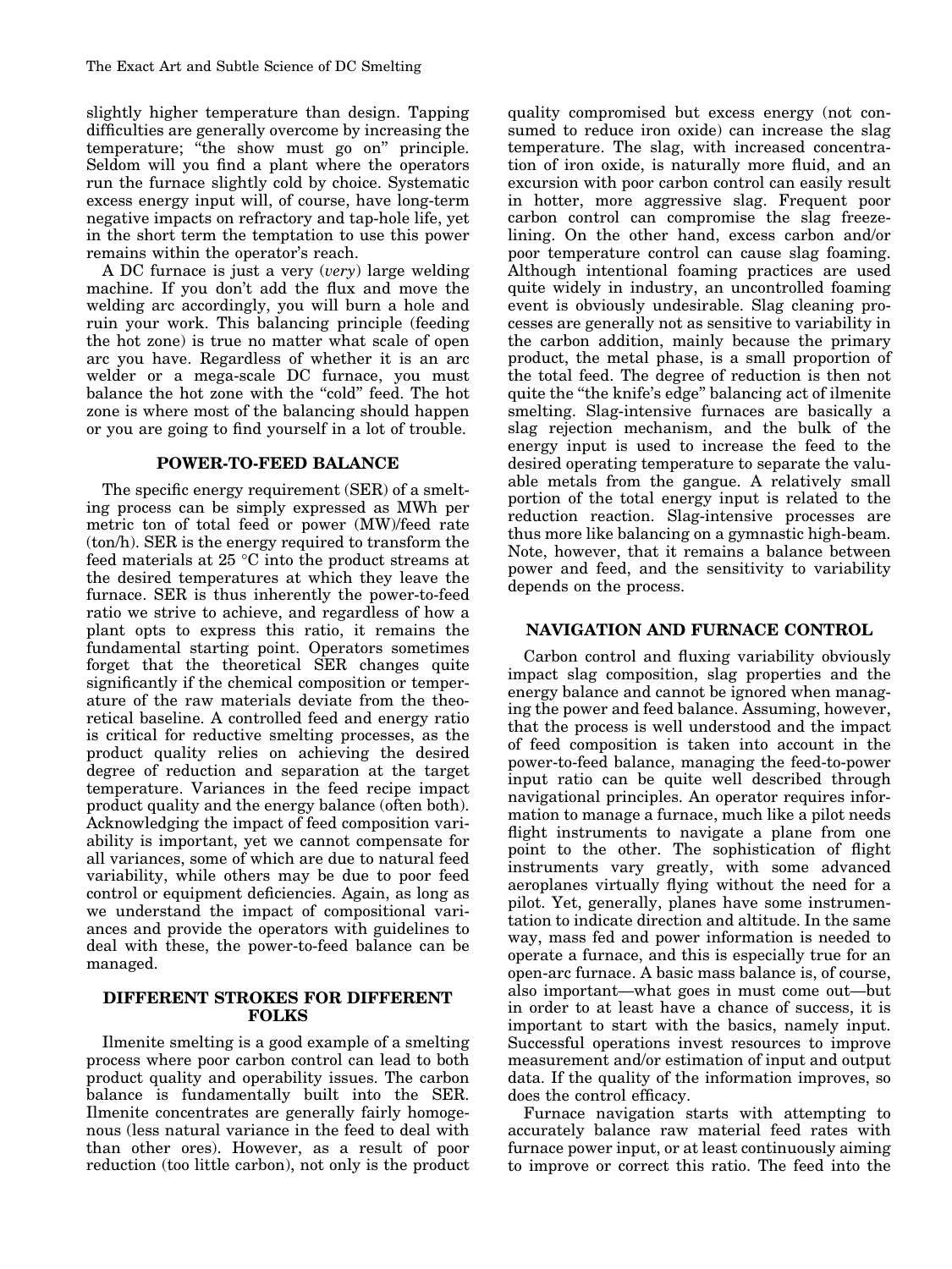slightly higher temperature than design. Tapping difficulties are generally overcome by increasing the temperature; "the show must go on" principle. Seldom will you find a plant where the operators run the furnace slightly cold by choice. Systematic excess energy input will, of course, have long-term negative impacts on refractory and tap-hole life, yet in the short term the temptation to use this power remains within the operator's reach.

A DC furnace is just a very (*very*) large welding machine. If you don't add the flux and move the welding arc accordingly, you will burn a hole and ruin your work. This balancing principle (feeding the hot zone) is true no matter what scale of open arc you have. Regardless of whether it is an arc welder or a mega-scale DC furnace, you must balance the hot zone with the "cold" feed. The hot zone is where most of the balancing should happen or you are going to find yourself in a lot of trouble.

## POWER-TO-FEED BALANCE

The specific energy requirement (SER) of a smelting process can be simply expressed as MWh per metric ton of total feed or power (MW)/feed rate (ton/h). SER is the energy required to transform the feed materials at 25 °C into the product streams at the desired temperatures at which they leave the furnace. SER is thus inherently the power-to-feed ratio we strive to achieve, and regardless of how a plant opts to express this ratio, it remains the fundamental starting point. Operators sometimes forget that the theoretical SER changes quite significantly if the chemical composition or temperature of the raw materials deviate from the theoretical baseline. A controlled feed and energy ratio is critical for reductive smelting processes, as the product quality relies on achieving the desired degree of reduction and separation at the target temperature. Variances in the feed recipe impact product quality and the energy balance (often both). Acknowledging the impact of feed composition variability is important, yet we cannot compensate for all variances, some of which are due to natural feed variability, while others may be due to poor feed control or equipment deficiencies. Again, as long as we understand the impact of compositional variances and provide the operators with guidelines to deal with these, the power-to-feed balance can be managed.

## DIFFERENT STROKES FOR DIFFERENT FOLKS

Ilmenite smelting is a good example of a smelting process where poor carbon control can lead to both product quality and operability issues. The carbon balance is fundamentally built into the SER. Ilmenite concentrates are generally fairly homogenous (less natural variance in the feed to deal with than other ores). However, as a result of poor reduction (too little carbon), not only is the product quality compromised but excess energy (not consumed to reduce iron oxide) can increase the slag temperature. The slag, with increased concentration of iron oxide, is naturally more fluid, and an excursion with poor carbon control can easily result in hotter, more aggressive slag. Frequent poor carbon control can compromise the slag freeze-lining. On the other hand, excess carbon and/or poor temperature control can cause slag foaming. Although intentional foaming practices are used quite widely in industry, an uncontrolled foaming event is obviously undesirable. Slag cleaning processes are generally not as sensitive to variability in the carbon addition, mainly because the primary product, the metal phase, is a small proportion of the total feed. The degree of reduction is then not quite the "the knife's edge" balancing act of ilmenite smelting. Slag-intensive furnaces are basically a slag rejection mechanism, and the bulk of the energy input is used to increase the feed to the desired operating temperature to separate the valuable metals from the gangue. A relatively small portion of the total energy input is related to the reduction reaction. Slag-intensive processes are thus more like balancing on a gymnastic high-beam. Note, however, that it remains a balance between power and feed, and the sensitivity to variability depends on the process.

## NAVIGATION AND FURNACE CONTROL

Carbon control and fluxing variability obviously impact slag composition, slag properties and the energy balance and cannot be ignored when managing the power and feed balance. Assuming, however, that the process is well understood and the impact of feed composition is taken into account in the power-to-feed balance, managing the feed-to-power input ratio can be quite well described through navigational principles. An operator requires information to manage a furnace, much like a pilot needs flight instruments to navigate a plane from one point to the other. The sophistication of flight instruments vary greatly, with some advanced aeroplanes virtually flying without the need for a pilot. Yet, generally, planes have some instrumentation to indicate direction and altitude. In the same way, mass fed and power information is needed to operate a furnace, and this is especially true for an open-arc furnace. A basic mass balance is, of course, also important—what goes in must come out—but in order to at least have a chance of success, it is important to start with the basics, namely input. Successful operations invest resources to improve measurement and/or estimation of input and output data. If the quality of the information improves, so does the control efficacy.

Furnace navigation starts with attempting to accurately balance raw material feed rates with furnace power input, or at least continuously aiming to improve or correct this ratio. The feed into the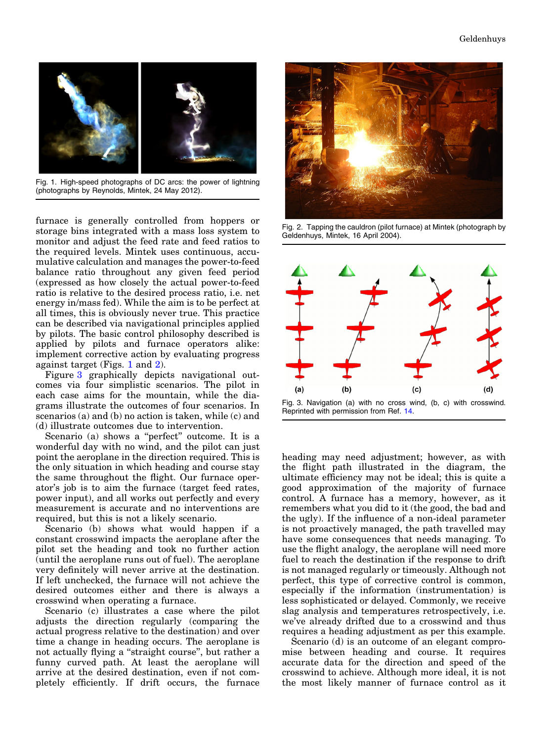Fig. 1. High-speed photographs of DC arcs: the power of lightning (photographs by Reynolds, Mintek, 24 May 2012).

furnace is generally controlled from hoppers or storage bins integrated with a mass loss system to monitor and adjust the feed rate and feed ratios to the required levels. Mintek uses continuous, accumulative calculation and manages the power-to-feed balance ratio throughout any given feed period (expressed as how closely the actual power-to-feed ratio is relative to the desired process ratio, i.e. net energy in/mass fed). While the aim is to be perfect at all times, this is obviously never true. This practice can be described via navigational principles applied by pilots. The basic control philosophy described is applied by pilots and furnace operators alike: implement corrective action by evaluating progress against target (Figs. 1 and 2).

Figure 3 graphically depicts navigational outcomes via four simplistic scenarios. The pilot in each case aims for the mountain, while the diagrams illustrate the outcomes of four scenarios. In scenarios (a) and (b) no action is taken, while (c) and (d) illustrate outcomes due to intervention.

Scenario (a) shows a "perfect" outcome. It is a wonderful day with no wind, and the pilot can just point the aeroplane in the direction required. This is the only situation in which heading and course stay the same throughout the flight. Our furnace operator's job is to aim the furnace (target feed rates, power input), and all works out perfectly and every measurement is accurate and no interventions are required, but this is not a likely scenario.

Scenario (b) shows what would happen if a constant crosswind impacts the aeroplane after the pilot set the heading and took no further action (until the aeroplane runs out of fuel). The aeroplane very definitely will never arrive at the destination. If left unchecked, the furnace will not achieve the desired outcomes either and there is always a crosswind when operating a furnace.

Scenario (c) illustrates a case where the pilot adjusts the direction regularly (comparing the actual progress relative to the destination) and over time a change in heading occurs. The aeroplane is not actually flying a "straight course", but rather a funny curved path. At least the aeroplane will arrive at the desired destination, even if not completely efficiently. If drift occurs, the furnace heading may need adjustment; however, as with the flight path illustrated in the diagram, the ultimate efficiency may not be ideal; this is quite a good approximation of the majority of furnace control. A furnace has a memory, however, as it remembers what you did to it (the good, the bad and the ugly). If the influence of a non-ideal parameter is not proactively managed, the path travelled may have some consequences that needs managing. To use the flight analogy, the aeroplane will need more fuel to reach the destination if the response to drift is not managed regularly or timeously. Although not perfect, this type of corrective control is common, especially if the information (instrumentation) is less sophisticated or delayed. Commonly, we receive slag analysis and temperatures retrospectively, i.e. we've already drifted due to a crosswind and thus requires a heading adjustment as per this example.

Scenario (d) is an outcome of an elegant compromise between heading and course. It requires accurate data for the direction and speed of the crosswind to achieve. Although more ideal, it is not the most likely manner of furnace control as it

Fig. 2. Tapping the cauldron (pilot furnace) at Mintek (photograph by Geldenhuys, Mintek, 16 April 2004).

Fig. 3. Navigation (a) with no cross wind, (b, c) with crosswind. Reprinted with permission from Ref. 14.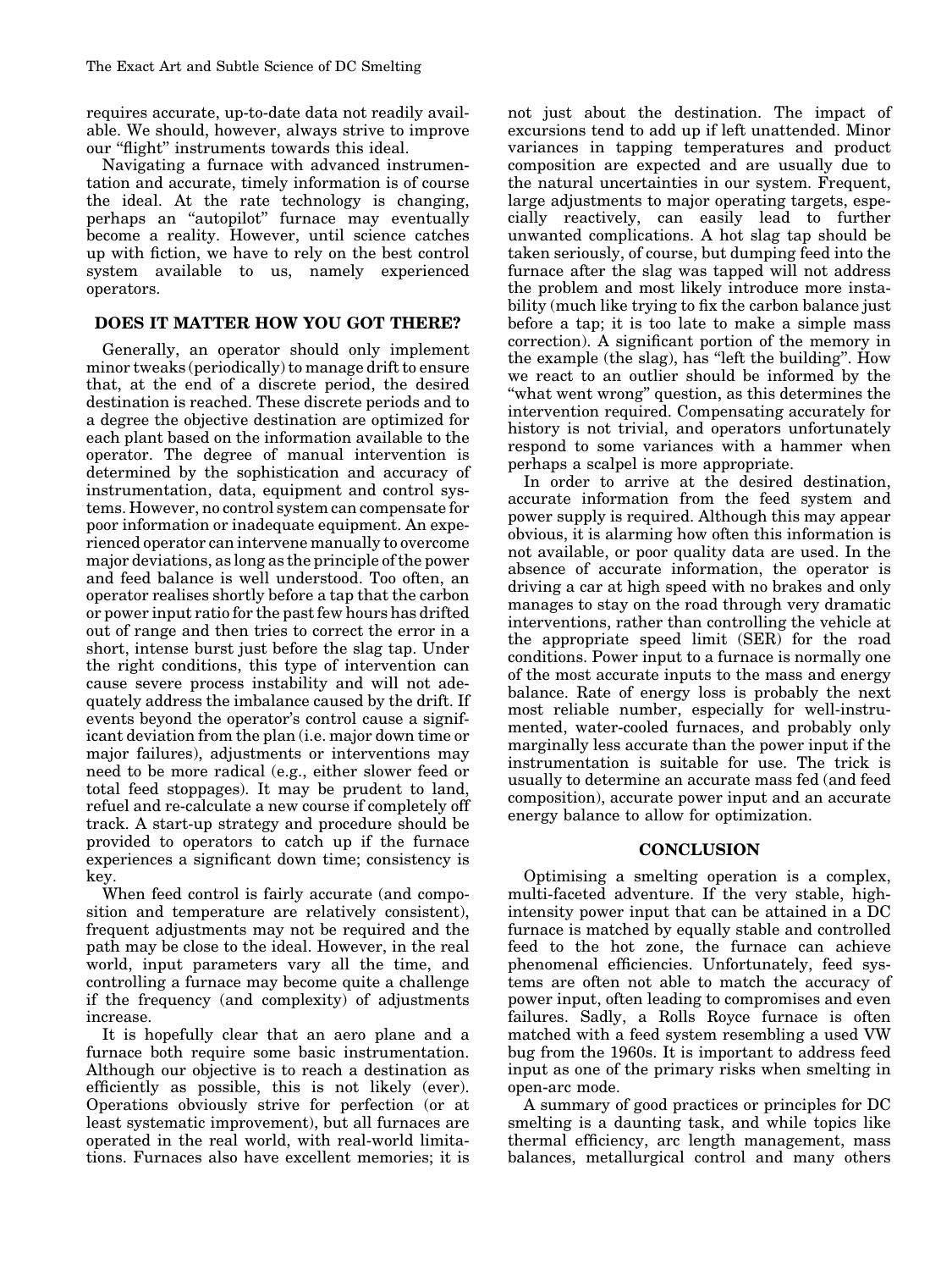requires accurate, up-to-date data not readily available. We should, however, always strive to improve our "flight" instruments towards this ideal.

Navigating a furnace with advanced instrumentation and accurate, timely information is of course the ideal. At the rate technology is changing, perhaps an "autopilot" furnace may eventually become a reality. However, until science catches up with fiction, we have to rely on the best control system available to us, namely experienced operators.

## DOES IT MATTER HOW YOU GOT THERE?

Generally, an operator should only implement minor tweaks (periodically) to manage drift to ensure that, at the end of a discrete period, the desired destination is reached. These discrete periods and to a degree the objective destination are optimized for each plant based on the information available to the operator. The degree of manual intervention is determined by the sophistication and accuracy of instrumentation, data, equipment and control systems. However, no control system can compensate for poor information or inadequate equipment. An experienced operator can intervene manually to overcome major deviations, as long as the principle of the power and feed balance is well understood. Too often, an operator realises shortly before a tap that the carbon or power input ratio for the past few hours has drifted out of range and then tries to correct the error in a short, intense burst just before the slag tap. Under the right conditions, this type of intervention can cause severe process instability and will not adequately address the imbalance caused by the drift. If events beyond the operator's control cause a significant deviation from the plan (i.e. major down time or major failures), adjustments or interventions may need to be more radical (e.g., either slower feed or total feed stoppages). It may be prudent to land, refuel and re-calculate a new course if completely off track. A start-up strategy and procedure should be provided to operators to catch up if the furnace experiences a significant down time; consistency is key.

When feed control is fairly accurate (and composition and temperature are relatively consistent), frequent adjustments may not be required and the path may be close to the ideal. However, in the real world, input parameters vary all the time, and controlling a furnace may become quite a challenge if the frequency (and complexity) of adjustments increase.

It is hopefully clear that an aero plane and a furnace both require some basic instrumentation. Although our objective is to reach a destination as efficiently as possible, this is not likely (ever). Operations obviously strive for perfection (or at least systematic improvement), but all furnaces are operated in the real world, with real-world limitations. Furnaces also have excellent memories; it is not just about the destination. The impact of excursions tend to add up if left unattended. Minor variances in tapping temperatures and product composition are expected and are usually due to the natural uncertainties in our system. Frequent, large adjustments to major operating targets, especially reactively, can easily lead to further unwanted complications. A hot slag tap should be taken seriously, of course, but dumping feed into the furnace after the slag was tapped will not address the problem and most likely introduce more instability (much like trying to fix the carbon balance just before a tap; it is too late to make a simple mass correction). A significant portion of the memory in the example (the slag), has "left the building". How we react to an outlier should be informed by the "what went wrong" question, as this determines the intervention required. Compensating accurately for history is not trivial, and operators unfortunately respond to some variances with a hammer when perhaps a scalpel is more appropriate.

In order to arrive at the desired destination, accurate information from the feed system and power supply is required. Although this may appear obvious, it is alarming how often this information is not available, or poor quality data are used. In the absence of accurate information, the operator is driving a car at high speed with no brakes and only manages to stay on the road through very dramatic interventions, rather than controlling the vehicle at the appropriate speed limit (SER) for the road conditions. Power input to a furnace is normally one of the most accurate inputs to the mass and energy balance. Rate of energy loss is probably the next most reliable number, especially for well-instrumented, water-cooled furnaces, and probably only marginally less accurate than the power input if the instrumentation is suitable for use. The trick is usually to determine an accurate mass fed (and feed composition), accurate power input and an accurate energy balance to allow for optimization.

## CONCLUSION

Optimising a smelting operation is a complex, multi-faceted adventure. If the very stable, high-intensity power input that can be attained in a DC furnace is matched by equally stable and controlled feed to the hot zone, the furnace can achieve phenomenal efficiencies. Unfortunately, feed systems are often not able to match the accuracy of power input, often leading to compromises and even failures. Sadly, a Rolls Royce furnace is often matched with a feed system resembling a used VW bug from the 1960s. It is important to address feed input as one of the primary risks when smelting in open-arc mode.

A summary of good practices or principles for DC smelting is a daunting task, and while topics like thermal efficiency, arc length management, mass balances, metallurgical control and many others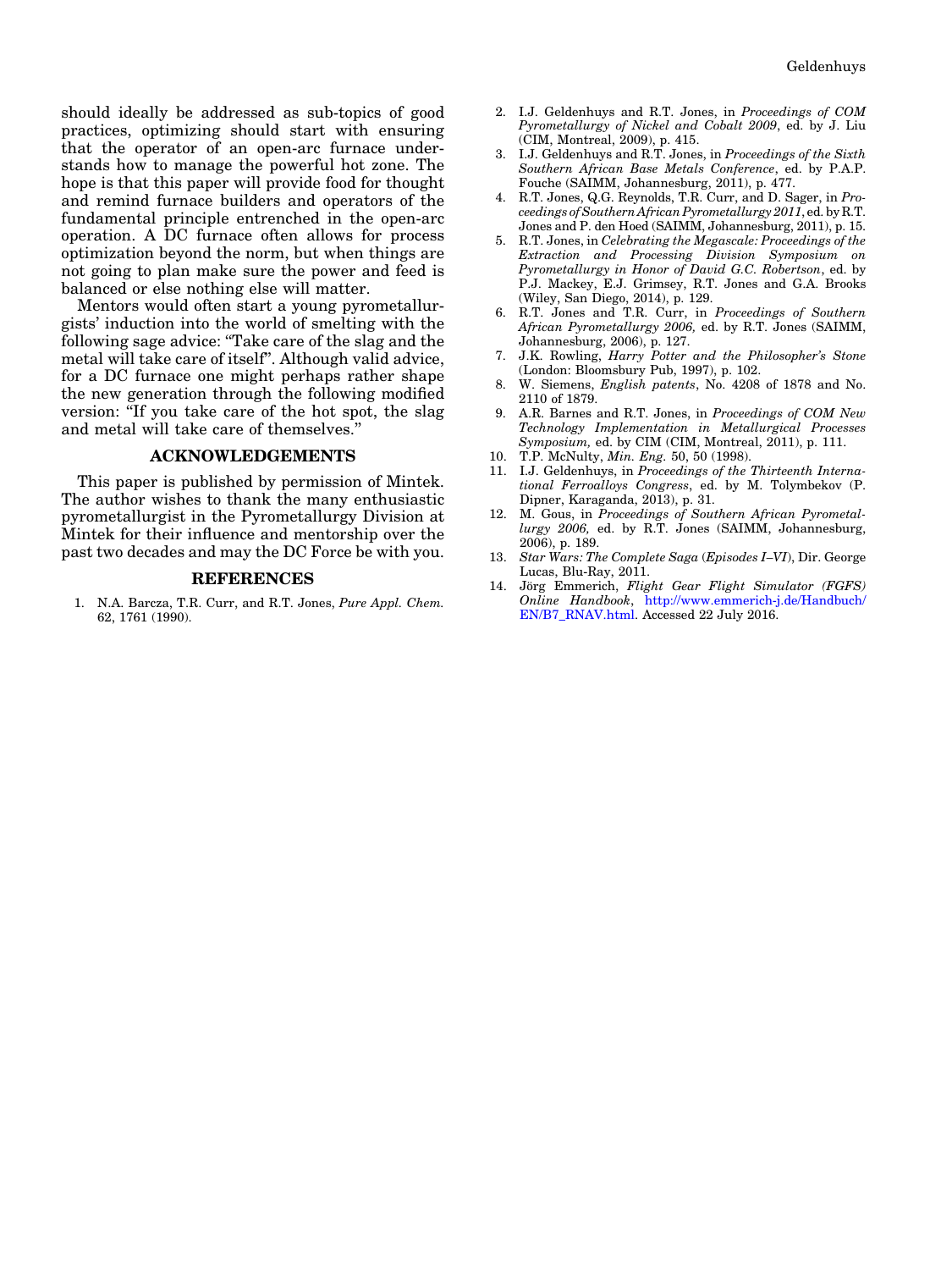should ideally be addressed as sub-topics of good practices, optimizing should start with ensuring that the operator of an open-arc furnace understands how to manage the powerful hot zone. The hope is that this paper will provide food for thought and remind furnace builders and operators of the fundamental principle entrenched in the open-arc operation. A DC furnace often allows for process optimization beyond the norm, but when things are not going to plan make sure the power and feed is balanced or else nothing else will matter.

Mentors would often start a young pyrometallurgists' induction into the world of smelting with the following sage advice: "Take care of the slag and the metal will take care of itself". Although valid advice, for a DC furnace one might perhaps rather shape the new generation through the following modified version: "If you take care of the hot spot, the slag and metal will take care of themselves."

## ACKNOWLEDGEMENTS

This paper is published by permission of Mintek. The author wishes to thank the many enthusiastic pyrometallurgist in the Pyrometallurgy Division at Mintek for their influence and mentorship over the past two decades and may the DC Force be with you.

## REFERENCES

1. N.A. Barcza, T.R. Curr, and R.T. Jones, *Pure Appl. Chem.* 62, 1761 (1990).
2. I.J. Geldenhuys and R.T. Jones, in *Proceedings of COM Pyrometallurgy of Nickel and Cobalt 2009*, ed. by J. Liu (CIM, Montreal, 2009), p. 415.
3. I.J. Geldenhuys and R.T. Jones, in *Proceedings of the Sixth Southern African Base Metals Conference*, ed. by P.A.P. Fouche (SAIMM, Johannesburg, 2011), p. 477.
4. R.T. Jones, Q.G. Reynolds, T.R. Curr, and D. Sager, in *Proceedings of Southern African Pyrometallurgy 2011*, ed. by R.T. Jones and P. den Hoed (SAIMM, Johannesburg, 2011), p. 15.
5. R.T. Jones, in *Celebrating the Megascale: Proceedings of the Extraction and Processing Division Symposium on Pyrometallurgy in Honor of David G.C. Robertson*, ed. by P.J. Mackey, E.J. Grimsey, R.T. Jones and G.A. Brooks (Wiley, San Diego, 2014), p. 129.
6. R.T. Jones and T.R. Curr, in *Proceedings of Southern African Pyrometallurgy 2006,* ed. by R.T. Jones (SAIMM, Johannesburg, 2006), p. 127.
7. J.K. Rowling, *Harry Potter and the Philosopher's Stone* (London: Bloomsbury Pub, 1997), p. 102.
8. W. Siemens, *English patents*, No. 4208 of 1878 and No. 2110 of 1879.
9. A.R. Barnes and R.T. Jones, in *Proceedings of COM New Technology Implementation in Metallurgical Processes Symposium,* ed. by CIM (CIM, Montreal, 2011), p. 111.
10. T.P. McNulty, *Min. Eng.* 50, 50 (1998).
11. I.J. Geldenhuys, in *Proceedings of the Thirteenth International Ferroalloys Congress*, ed. by M. Tolymbekov (P. Dipner, Karaganda, 2013), p. 31.
12. M. Gous, in *Proceedings of Southern African Pyrometallurgy 2006,* ed. by R.T. Jones (SAIMM, Johannesburg, 2006), p. 189.
13. *Star Wars: The Complete Saga* (*Episodes I–VI*), Dir. George Lucas, Blu-Ray, 2011.
14. Jörg Emmerich, *Flight Gear Flight Simulator (FGFS) Online Handbook*, http://www.emmerich-j.de/Handbuch/EN/B7_RNAV.html. Accessed 22 July 2016.